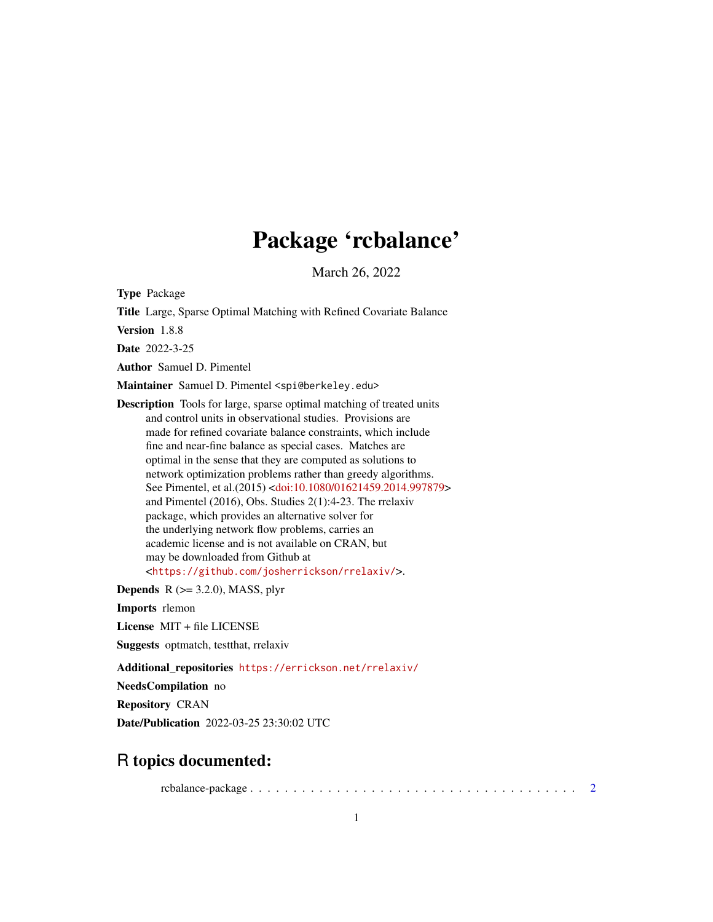# Package 'rcbalance'

March 26, 2022

**Type** Package

**Title** Large, Sparse Optimal Matching with Refined Covariate Balance

**Version** 1.8.8

**Date** 2022-3-25

**Author** Samuel D. Pimentel

**Maintainer** Samuel D. Pimentel <spi@berkeley.edu>

**Description** Tools for large, sparse optimal matching of treated units and control units in observational studies. Provisions are made for refined covariate balance constraints, which include fine and near-fine balance as special cases. Matches are optimal in the sense that they are computed as solutions to network optimization problems rather than greedy algorithms. See Pimentel, et al.(2015) <doi:10.1080/01621459.2014.997879> and Pimentel (2016), Obs. Studies 2(1):4-23. The rrelaxiv package, which provides an alternative solver for the underlying network flow problems, carries an academic license and is not available on CRAN, but may be downloaded from Github at <https://github.com/josherrickson/rrelaxiv/>.

**Depends** R (>= 3.2.0), MASS, plyr

**Imports** rlemon

**License** MIT + file LICENSE

**Suggests** optmatch, testthat, rrelaxiv

**Additional_repositories** https://errickson.net/rrelaxiv/

**NeedsCompilation** no

**Repository** CRAN

**Date/Publication** 2022-03-25 23:30:02 UTC

## R topics documented:

rcbalance-package . . . . . . . . . . . . . . . . . . . . . . . . . . . . . . . . . . . . . . 2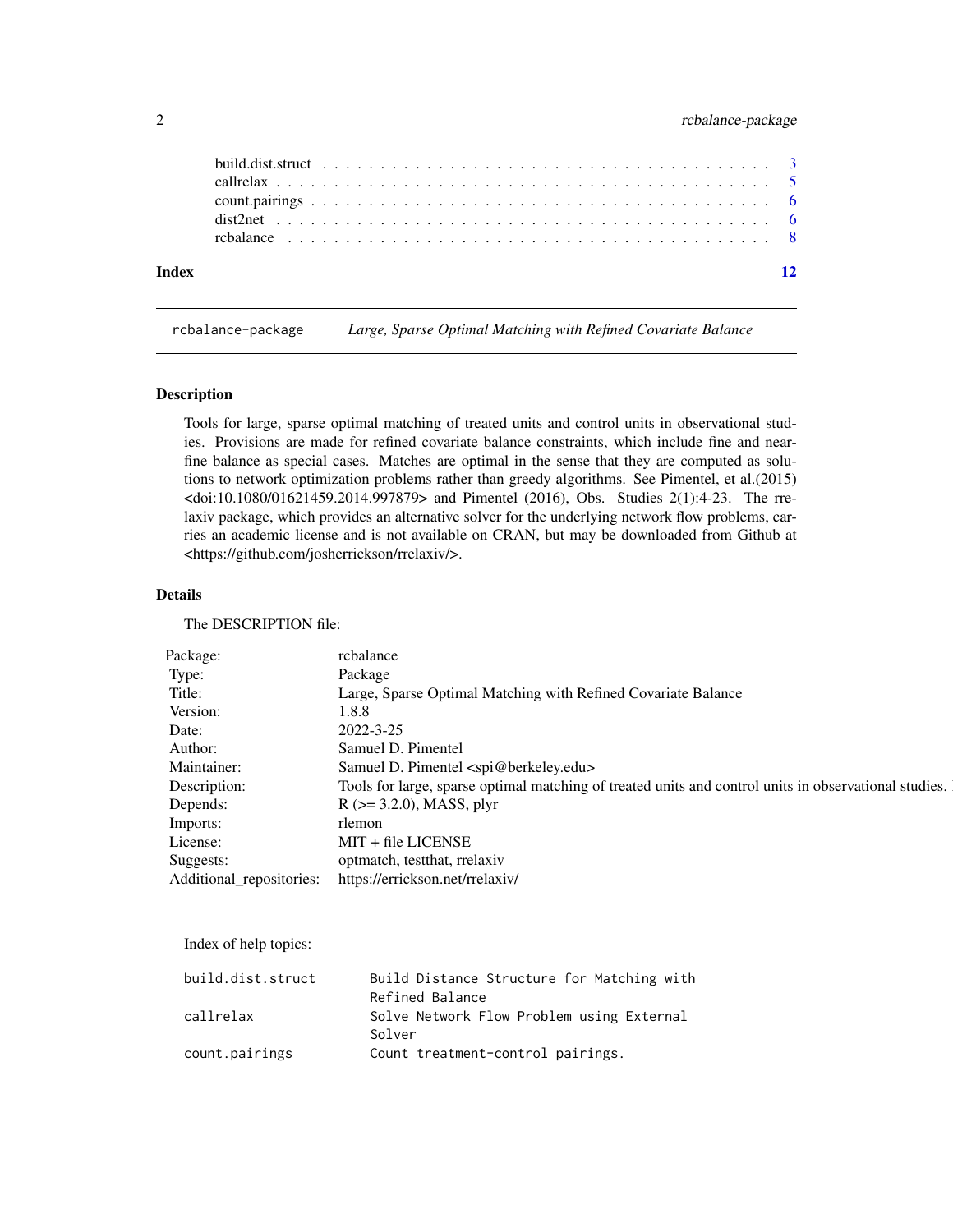build.dist.struct . . . . . . . . . . . . . . . . . . . . . . . . . . . . . . . . . . . . 3
callrelax . . . . . . . . . . . . . . . . . . . . . . . . . . . . . . . . . . . . . . . . 5
count.pairings . . . . . . . . . . . . . . . . . . . . . . . . . . . . . . . . . . . . . 6
dist2net . . . . . . . . . . . . . . . . . . . . . . . . . . . . . . . . . . . . . . . . 6
rcbalance . . . . . . . . . . . . . . . . . . . . . . . . . . . . . . . . . . . . . . . 8

**Index** 12

---

`rcbalance-package` *Large, Sparse Optimal Matching with Refined Covariate Balance*

---

## Description

Tools for large, sparse optimal matching of treated units and control units in observational studies. Provisions are made for refined covariate balance constraints, which include fine and near-fine balance as special cases. Matches are optimal in the sense that they are computed as solutions to network optimization problems rather than greedy algorithms. See Pimentel, et al.(2015) <doi:10.1080/01621459.2014.997879> and Pimentel (2016), Obs. Studies 2(1):4-23. The rrelaxiv package, which provides an alternative solver for the underlying network flow problems, carries an academic license and is not available on CRAN, but may be downloaded from Github at <https://github.com/josherrickson/rrelaxiv/>.

## Details

The DESCRIPTION file:

| | |
|---|---|
| Package: | rcbalance |
| Type: | Package |
| Title: | Large, Sparse Optimal Matching with Refined Covariate Balance |
| Version: | 1.8.8 |
| Date: | 2022-3-25 |
| Author: | Samuel D. Pimentel |
| Maintainer: | Samuel D. Pimentel <spi@berkeley.edu> |
| Description: | Tools for large, sparse optimal matching of treated units and control units in observational studies. |
| Depends: | R (>= 3.2.0), MASS, plyr |
| Imports: | rlemon |
| License: | MIT + file LICENSE |
| Suggests: | optmatch, testthat, rrelaxiv |
| Additional_repositories: | https://errickson.net/rrelaxiv/ |

Index of help topics:

```
build.dist.struct       Build Distance Structure for Matching with
                        Refined Balance
callrelax               Solve Network Flow Problem using External
                        Solver
count.pairings          Count treatment-control pairings.
```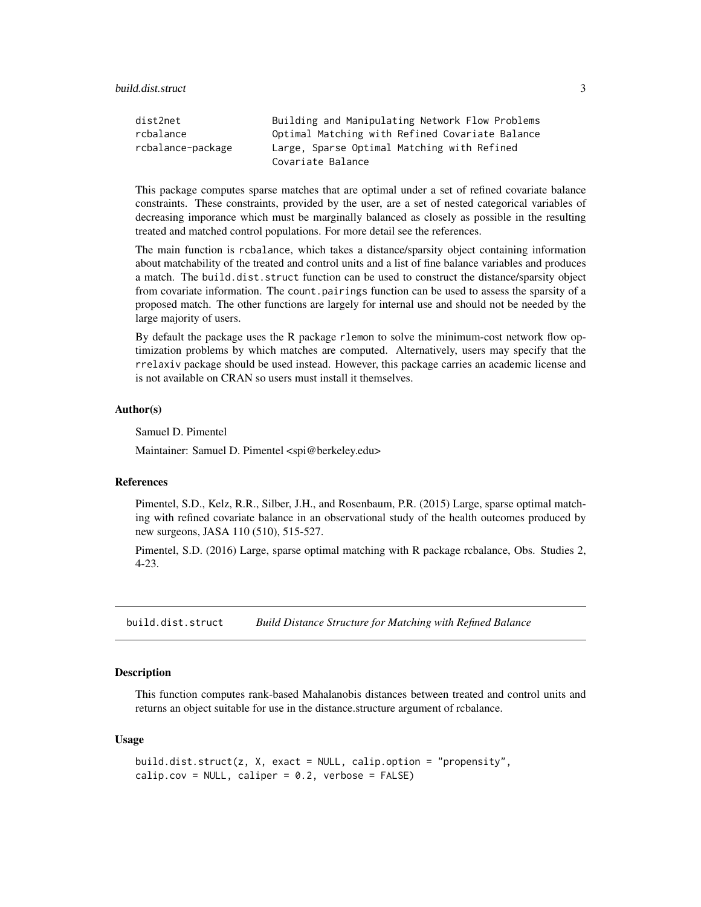```
dist2net             Building and Manipulating Network Flow Problems
rcbalance            Optimal Matching with Refined Covariate Balance
rcbalance-package    Large, Sparse Optimal Matching with Refined
                     Covariate Balance
```

This package computes sparse matches that are optimal under a set of refined covariate balance constraints. These constraints, provided by the user, are a set of nested categorical variables of decreasing imporance which must be marginally balanced as closely as possible in the resulting treated and matched control populations. For more detail see the references.

The main function is `rcbalance`, which takes a distance/sparsity object containing information about matchability of the treated and control units and a list of fine balance variables and produces a match. The `build.dist.struct` function can be used to construct the distance/sparsity object from covariate information. The `count.pairings` function can be used to assess the sparsity of a proposed match. The other functions are largely for internal use and should not be needed by the large majority of users.

By default the package uses the R package `rlemon` to solve the minimum-cost network flow optimization problems by which matches are computed. Alternatively, users may specify that the `rrelaxiv` package should be used instead. However, this package carries an academic license and is not available on CRAN so users must install it themselves.

### Author(s)

Samuel D. Pimentel

Maintainer: Samuel D. Pimentel <spi@berkeley.edu>

### References

Pimentel, S.D., Kelz, R.R., Silber, J.H., and Rosenbaum, P.R. (2015) Large, sparse optimal matching with refined covariate balance in an observational study of the health outcomes produced by new surgeons, JASA 110 (510), 515-527.

Pimentel, S.D. (2016) Large, sparse optimal matching with R package rcbalance, Obs. Studies 2, 4-23.

---

## build.dist.struct — *Build Distance Structure for Matching with Refined Balance*

---

### Description

This function computes rank-based Mahalanobis distances between treated and control units and returns an object suitable for use in the distance.structure argument of rcbalance.

### Usage

```
build.dist.struct(z, X, exact = NULL, calip.option = "propensity",
calip.cov = NULL, caliper = 0.2, verbose = FALSE)
```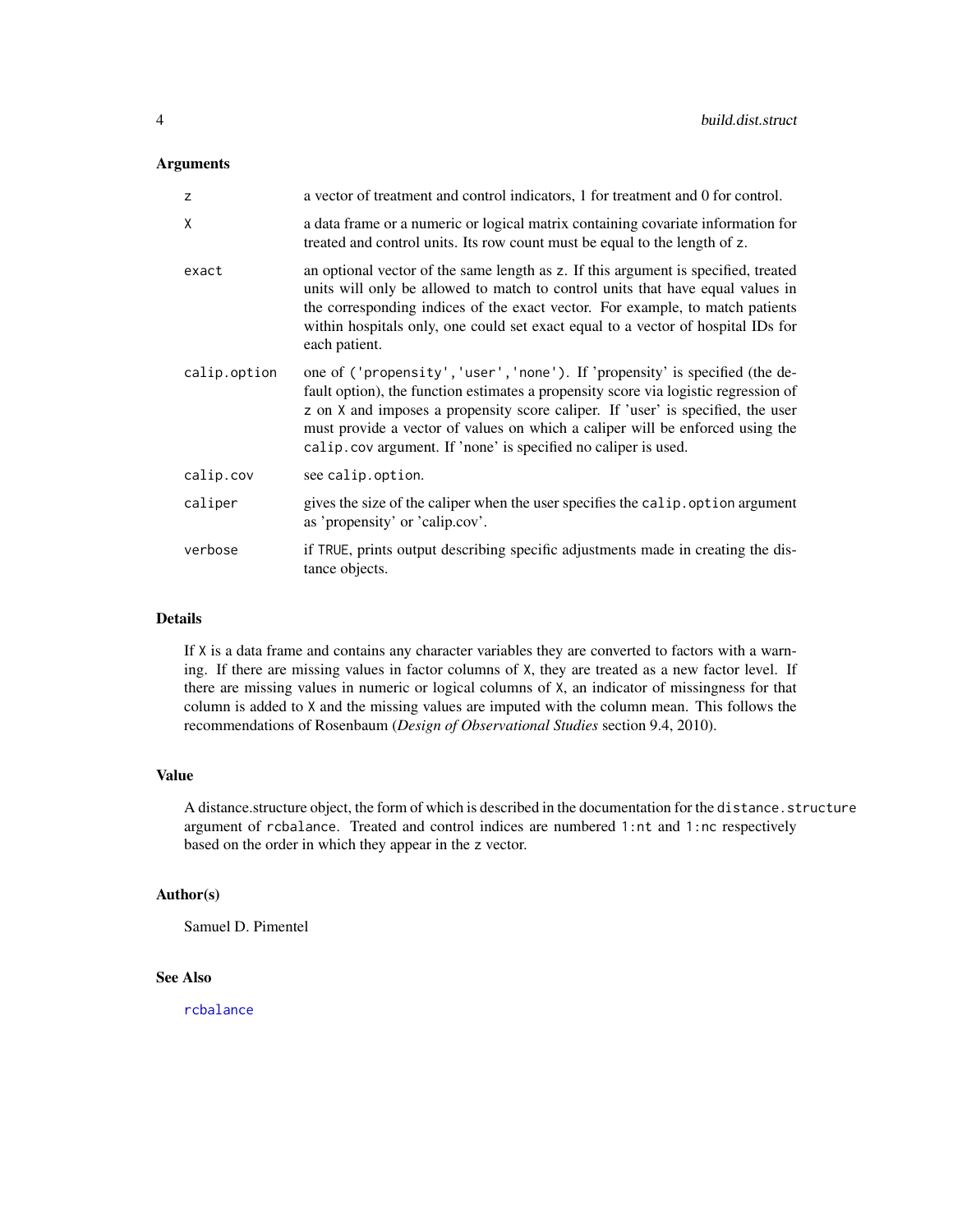## Arguments

| | |
|---|---|
| `z` | a vector of treatment and control indicators, 1 for treatment and 0 for control. |
| `X` | a data frame or a numeric or logical matrix containing covariate information for treated and control units. Its row count must be equal to the length of `z`. |
| `exact` | an optional vector of the same length as `z`. If this argument is specified, treated units will only be allowed to match to control units that have equal values in the corresponding indices of the exact vector. For example, to match patients within hospitals only, one could set exact equal to a vector of hospital IDs for each patient. |
| `calip.option` | one of `('propensity','user','none')`. If 'propensity' is specified (the default option), the function estimates a propensity score via logistic regression of `z` on `X` and imposes a propensity score caliper. If 'user' is specified, the user must provide a vector of values on which a caliper will be enforced using the `calip.cov` argument. If 'none' is specified no caliper is used. |
| `calip.cov` | see `calip.option`. |
| `caliper` | gives the size of the caliper when the user specifies the `calip.option` argument as 'propensity' or 'calip.cov'. |
| `verbose` | if `TRUE`, prints output describing specific adjustments made in creating the distance objects. |

## Details

If `X` is a data frame and contains any character variables they are converted to factors with a warning. If there are missing values in factor columns of `X`, they are treated as a new factor level. If there are missing values in numeric or logical columns of `X`, an indicator of missingness for that column is added to `X` and the missing values are imputed with the column mean. This follows the recommendations of Rosenbaum (*Design of Observational Studies* section 9.4, 2010).

## Value

A distance.structure object, the form of which is described in the documentation for the `distance.structure` argument of `rcbalance`. Treated and control indices are numbered `1:nt` and `1:nc` respectively based on the order in which they appear in the `z` vector.

## Author(s)

Samuel D. Pimentel

## See Also

`rcbalance`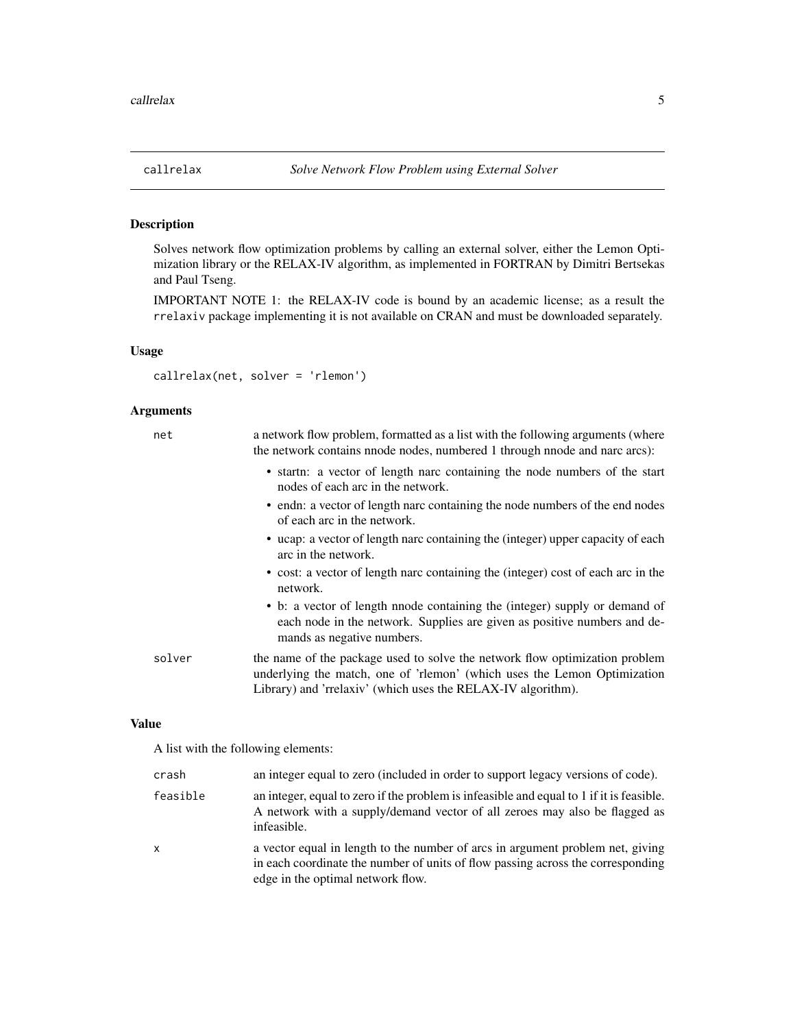# callrelax *Solve Network Flow Problem using External Solver*

## Description

Solves network flow optimization problems by calling an external solver, either the Lemon Optimization library or the RELAX-IV algorithm, as implemented in FORTRAN by Dimitri Bertsekas and Paul Tseng.

IMPORTANT NOTE 1: the RELAX-IV code is bound by an academic license; as a result the `rrelaxiv` package implementing it is not available on CRAN and must be downloaded separately.

## Usage

```
callrelax(net, solver = 'rlemon')
```

## Arguments

`net` a network flow problem, formatted as a list with the following arguments (where the network contains nnode nodes, numbered 1 through nnode and narc arcs):

- startn: a vector of length narc containing the node numbers of the start nodes of each arc in the network.
- endn: a vector of length narc containing the node numbers of the end nodes of each arc in the network.
- ucap: a vector of length narc containing the (integer) upper capacity of each arc in the network.
- cost: a vector of length narc containing the (integer) cost of each arc in the network.
- b: a vector of length nnode containing the (integer) supply or demand of each node in the network. Supplies are given as positive numbers and demands as negative numbers.

`solver` the name of the package used to solve the network flow optimization problem underlying the match, one of 'rlemon' (which uses the Lemon Optimization Library) and 'rrelaxiv' (which uses the RELAX-IV algorithm).

## Value

A list with the following elements:

`crash` an integer equal to zero (included in order to support legacy versions of code).

`feasible` an integer, equal to zero if the problem is infeasible and equal to 1 if it is feasible. A network with a supply/demand vector of all zeroes may also be flagged as infeasible.

`x` a vector equal in length to the number of arcs in argument problem net, giving in each coordinate the number of units of flow passing across the corresponding edge in the optimal network flow.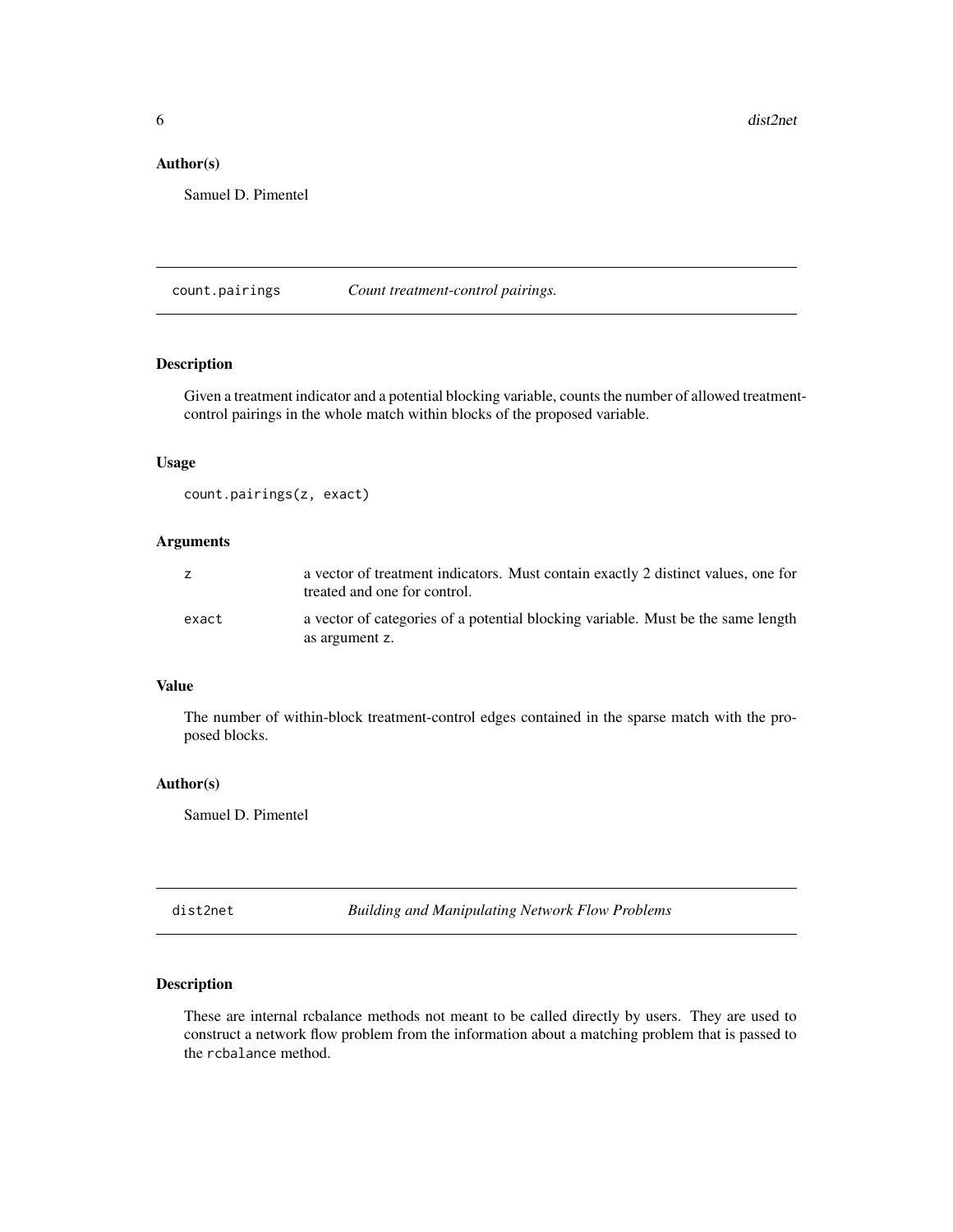### Author(s)

Samuel D. Pimentel

---

## count.pairings *Count treatment-control pairings.*

### Description

Given a treatment indicator and a potential blocking variable, counts the number of allowed treatment-control pairings in the whole match within blocks of the proposed variable.

### Usage

```
count.pairings(z, exact)
```

### Arguments

| | |
|---|---|
| `z` | a vector of treatment indicators. Must contain exactly 2 distinct values, one for treated and one for control. |
| `exact` | a vector of categories of a potential blocking variable. Must be the same length as argument `z`. |

### Value

The number of within-block treatment-control edges contained in the sparse match with the proposed blocks.

### Author(s)

Samuel D. Pimentel

---

## dist2net *Building and Manipulating Network Flow Problems*

### Description

These are internal rcbalance methods not meant to be called directly by users. They are used to construct a network flow problem from the information about a matching problem that is passed to the `rcbalance` method.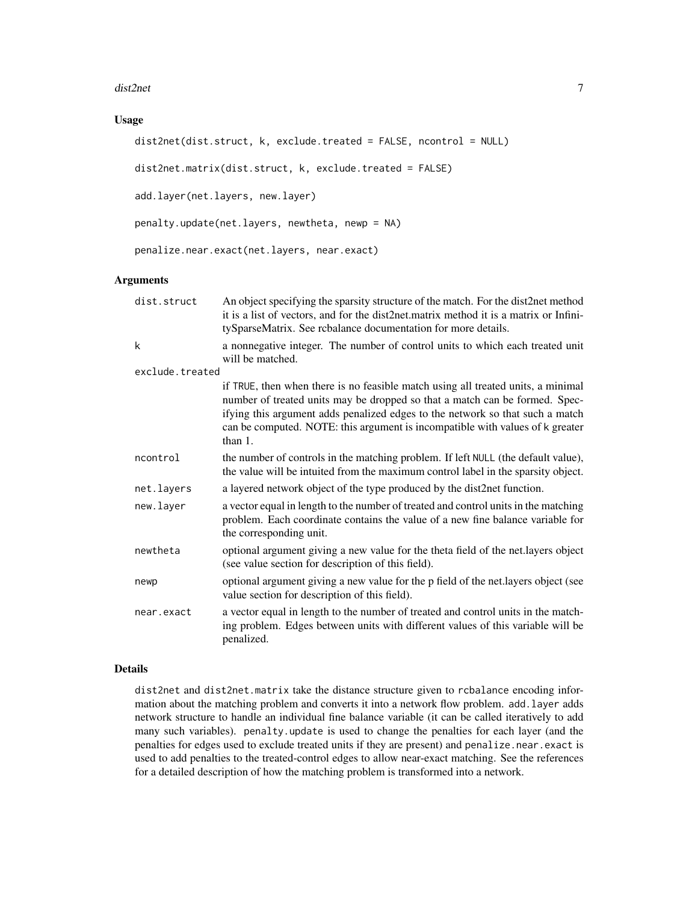## Usage

```
dist2net(dist.struct, k, exclude.treated = FALSE, ncontrol = NULL)

dist2net.matrix(dist.struct, k, exclude.treated = FALSE)

add.layer(net.layers, new.layer)

penalty.update(net.layers, newtheta, newp = NA)

penalize.near.exact(net.layers, near.exact)
```

## Arguments

| | |
|---|---|
| `dist.struct` | An object specifying the sparsity structure of the match. For the dist2net method it is a list of vectors, and for the dist2net.matrix method it is a matrix or InfinitySparseMatrix. See rcbalance documentation for more details. |
| `k` | a nonnegative integer. The number of control units to which each treated unit will be matched. |
| `exclude.treated` | if `TRUE`, then when there is no feasible match using all treated units, a minimal number of treated units may be dropped so that a match can be formed. Specifying this argument adds penalized edges to the network so that such a match can be computed. NOTE: this argument is incompatible with values of k greater than 1. |
| `ncontrol` | the number of controls in the matching problem. If left `NULL` (the default value), the value will be intuited from the maximum control label in the sparsity object. |
| `net.layers` | a layered network object of the type produced by the dist2net function. |
| `new.layer` | a vector equal in length to the number of treated and control units in the matching problem. Each coordinate contains the value of a new fine balance variable for the corresponding unit. |
| `newtheta` | optional argument giving a new value for the theta field of the net.layers object (see value section for description of this field). |
| `newp` | optional argument giving a new value for the p field of the net.layers object (see value section for description of this field). |
| `near.exact` | a vector equal in length to the number of treated and control units in the matching problem. Edges between units with different values of this variable will be penalized. |

## Details

`dist2net` and `dist2net.matrix` take the distance structure given to `rcbalance` encoding information about the matching problem and converts it into a network flow problem. `add.layer` adds network structure to handle an individual fine balance variable (it can be called iteratively to add many such variables). `penalty.update` is used to change the penalties for each layer (and the penalties for edges used to exclude treated units if they are present) and `penalize.near.exact` is used to add penalties to the treated-control edges to allow near-exact matching. See the references for a detailed description of how the matching problem is transformed into a network.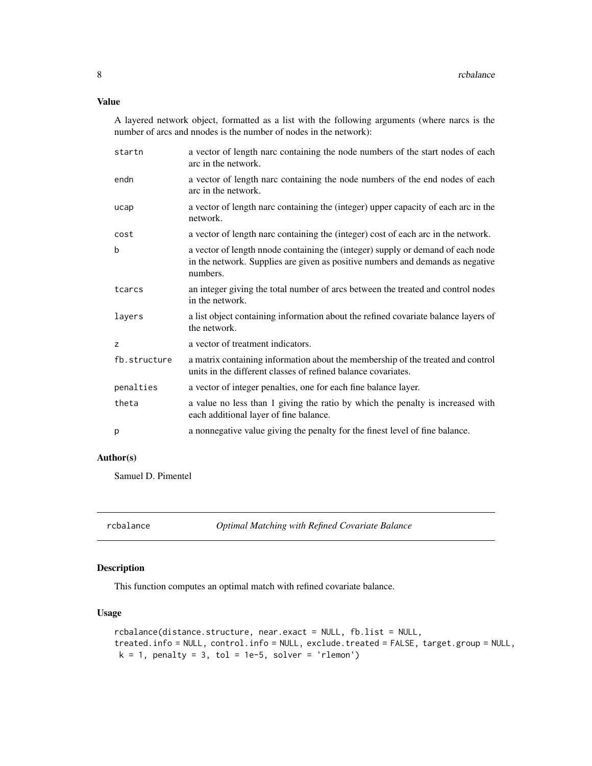### Value

A layered network object, formatted as a list with the following arguments (where narcs is the number of arcs and nnodes is the number of nodes in the network):

| | |
|---|---|
| `startn` | a vector of length narc containing the node numbers of the start nodes of each arc in the network. |
| `endn` | a vector of length narc containing the node numbers of the end nodes of each arc in the network. |
| `ucap` | a vector of length narc containing the (integer) upper capacity of each arc in the network. |
| `cost` | a vector of length narc containing the (integer) cost of each arc in the network. |
| `b` | a vector of length nnode containing the (integer) supply or demand of each node in the network. Supplies are given as positive numbers and demands as negative numbers. |
| `tcarcs` | an integer giving the total number of arcs between the treated and control nodes in the network. |
| `layers` | a list object containing information about the refined covariate balance layers of the network. |
| `z` | a vector of treatment indicators. |
| `fb.structure` | a matrix containing information about the membership of the treated and control units in the different classes of refined balance covariates. |
| `penalties` | a vector of integer penalties, one for each fine balance layer. |
| `theta` | a value no less than 1 giving the ratio by which the penalty is increased with each additional layer of fine balance. |
| `p` | a nonnegative value giving the penalty for the finest level of fine balance. |

### Author(s)

Samuel D. Pimentel

---

## rcbalance — *Optimal Matching with Refined Covariate Balance*

---

### Description

This function computes an optimal match with refined covariate balance.

### Usage

```
rcbalance(distance.structure, near.exact = NULL, fb.list = NULL,
treated.info = NULL, control.info = NULL, exclude.treated = FALSE, target.group = NULL,
 k = 1, penalty = 3, tol = 1e-5, solver = 'rlemon')
```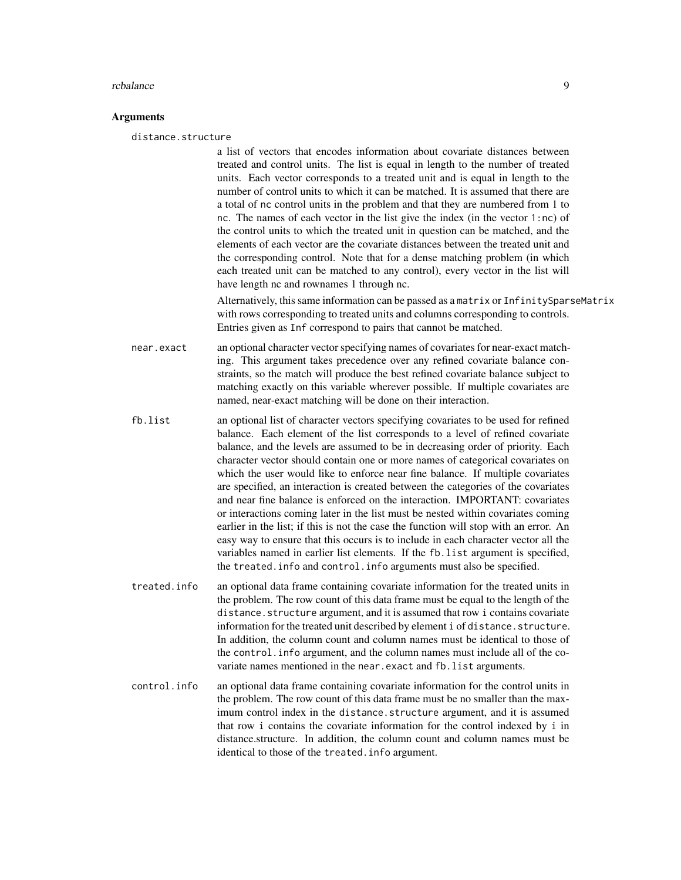### Arguments

**distance.structure**

a list of vectors that encodes information about covariate distances between treated and control units. The list is equal in length to the number of treated units. Each vector corresponds to a treated unit and is equal in length to the number of control units to which it can be matched. It is assumed that there are a total of `nc` control units in the problem and that they are numbered from 1 to `nc`. The names of each vector in the list give the index (in the vector `1:nc`) of the control units to which the treated unit in question can be matched, and the elements of each vector are the covariate distances between the treated unit and the corresponding control. Note that for a dense matching problem (in which each treated unit can be matched to any control), every vector in the list will have length nc and rownames 1 through nc.

Alternatively, this same information can be passed as a `matrix` or `InfinitySparseMatrix` with rows corresponding to treated units and columns corresponding to controls. Entries given as `Inf` correspond to pairs that cannot be matched.

**near.exact**

an optional character vector specifying names of covariates for near-exact matching. This argument takes precedence over any refined covariate balance constraints, so the match will produce the best refined covariate balance subject to matching exactly on this variable wherever possible. If multiple covariates are named, near-exact matching will be done on their interaction.

**fb.list**

an optional list of character vectors specifying covariates to be used for refined balance. Each element of the list corresponds to a level of refined covariate balance, and the levels are assumed to be in decreasing order of priority. Each character vector should contain one or more names of categorical covariates on which the user would like to enforce near fine balance. If multiple covariates are specified, an interaction is created between the categories of the covariates and near fine balance is enforced on the interaction. IMPORTANT: covariates or interactions coming later in the list must be nested within covariates coming earlier in the list; if this is not the case the function will stop with an error. An easy way to ensure that this occurs is to include in each character vector all the variables named in earlier list elements. If the `fb.list` argument is specified, the `treated.info` and `control.info` arguments must also be specified.

**treated.info**

an optional data frame containing covariate information for the treated units in the problem. The row count of this data frame must be equal to the length of the `distance.structure` argument, and it is assumed that row `i` contains covariate information for the treated unit described by element `i` of `distance.structure`. In addition, the column count and column names must be identical to those of the `control.info` argument, and the column names must include all of the covariate names mentioned in the `near.exact` and `fb.list` arguments.

**control.info**

an optional data frame containing covariate information for the control units in the problem. The row count of this data frame must be no smaller than the maximum control index in the `distance.structure` argument, and it is assumed that row `i` contains the covariate information for the control indexed by `i` in distance.structure. In addition, the column count and column names must be identical to those of the `treated.info` argument.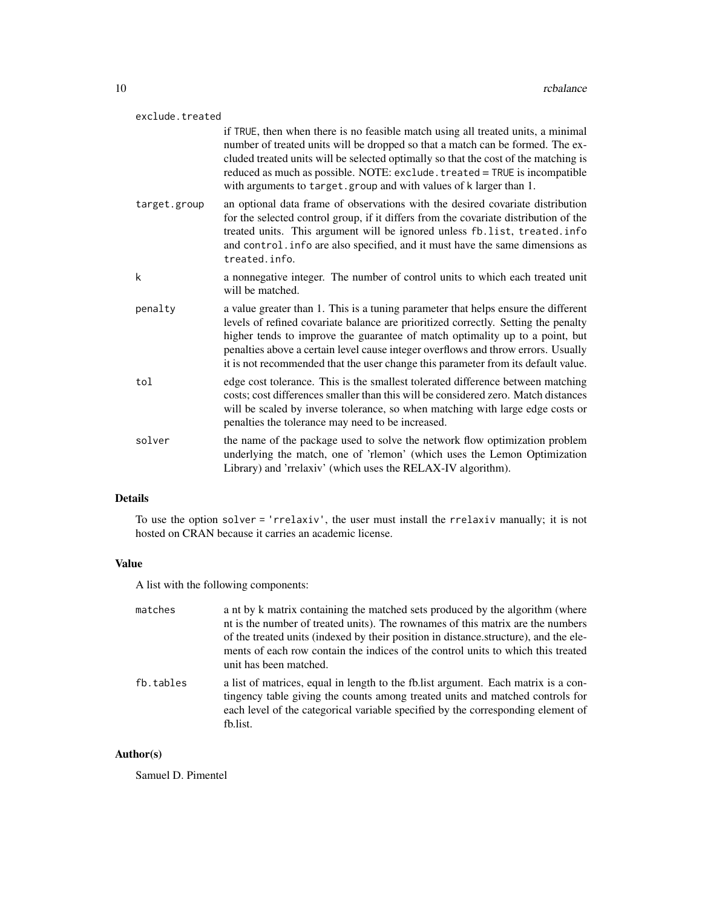exclude.treated
: if TRUE, then when there is no feasible match using all treated units, a minimal number of treated units will be dropped so that a match can be formed. The excluded treated units will be selected optimally so that the cost of the matching is reduced as much as possible. NOTE: `exclude.treated = TRUE` is incompatible with arguments to `target.group` and with values of k larger than 1.

target.group
: an optional data frame of observations with the desired covariate distribution for the selected control group, if it differs from the covariate distribution of the treated units. This argument will be ignored unless `fb.list`, `treated.info` and `control.info` are also specified, and it must have the same dimensions as `treated.info`.

k
: a nonnegative integer. The number of control units to which each treated unit will be matched.

penalty
: a value greater than 1. This is a tuning parameter that helps ensure the different levels of refined covariate balance are prioritized correctly. Setting the penalty higher tends to improve the guarantee of match optimality up to a point, but penalties above a certain level cause integer overflows and throw errors. Usually it is not recommended that the user change this parameter from its default value.

tol
: edge cost tolerance. This is the smallest tolerated difference between matching costs; cost differences smaller than this will be considered zero. Match distances will be scaled by inverse tolerance, so when matching with large edge costs or penalties the tolerance may need to be increased.

solver
: the name of the package used to solve the network flow optimization problem underlying the match, one of 'rlemon' (which uses the Lemon Optimization Library) and 'rrelaxiv' (which uses the RELAX-IV algorithm).

## Details

To use the option `solver = 'rrelaxiv'`, the user must install the `rrelaxiv` manually; it is not hosted on CRAN because it carries an academic license.

## Value

A list with the following components:

matches
: a nt by k matrix containing the matched sets produced by the algorithm (where nt is the number of treated units). The rownames of this matrix are the numbers of the treated units (indexed by their position in distance.structure), and the elements of each row contain the indices of the control units to which this treated unit has been matched.

fb.tables
: a list of matrices, equal in length to the fb.list argument. Each matrix is a contingency table giving the counts among treated units and matched controls for each level of the categorical variable specified by the corresponding element of fb.list.

## Author(s)

Samuel D. Pimentel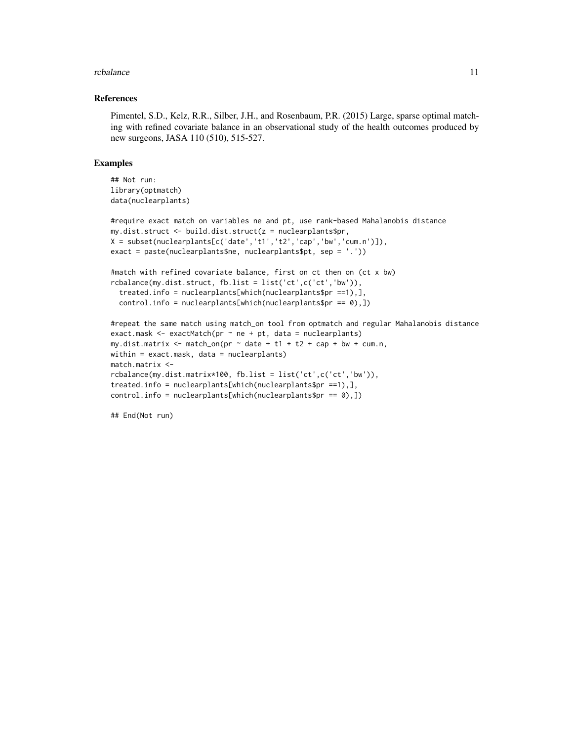### References

Pimentel, S.D., Kelz, R.R., Silber, J.H., and Rosenbaum, P.R. (2015) Large, sparse optimal matching with refined covariate balance in an observational study of the health outcomes produced by new surgeons, JASA 110 (510), 515-527.

### Examples

```
## Not run:
library(optmatch)
data(nuclearplants)

#require exact match on variables ne and pt, use rank-based Mahalanobis distance
my.dist.struct <- build.dist.struct(z = nuclearplants$pr,
X = subset(nuclearplants[c('date','t1','t2','cap','bw','cum.n')]),
exact = paste(nuclearplants$ne, nuclearplants$pt, sep = '.'))

#match with refined covariate balance, first on ct then on (ct x bw)
rcbalance(my.dist.struct, fb.list = list('ct',c('ct','bw')),
  treated.info = nuclearplants[which(nuclearplants$pr ==1),],
  control.info = nuclearplants[which(nuclearplants$pr == 0),])

#repeat the same match using match_on tool from optmatch and regular Mahalanobis distance
exact.mask <- exactMatch(pr ~ ne + pt, data = nuclearplants)
my.dist.matrix <- match_on(pr ~ date + t1 + t2 + cap + bw + cum.n,
within = exact.mask, data = nuclearplants)
match.matrix <-
rcbalance(my.dist.matrix*100, fb.list = list('ct',c('ct','bw')),
treated.info = nuclearplants[which(nuclearplants$pr ==1),],
control.info = nuclearplants[which(nuclearplants$pr == 0),])

## End(Not run)
```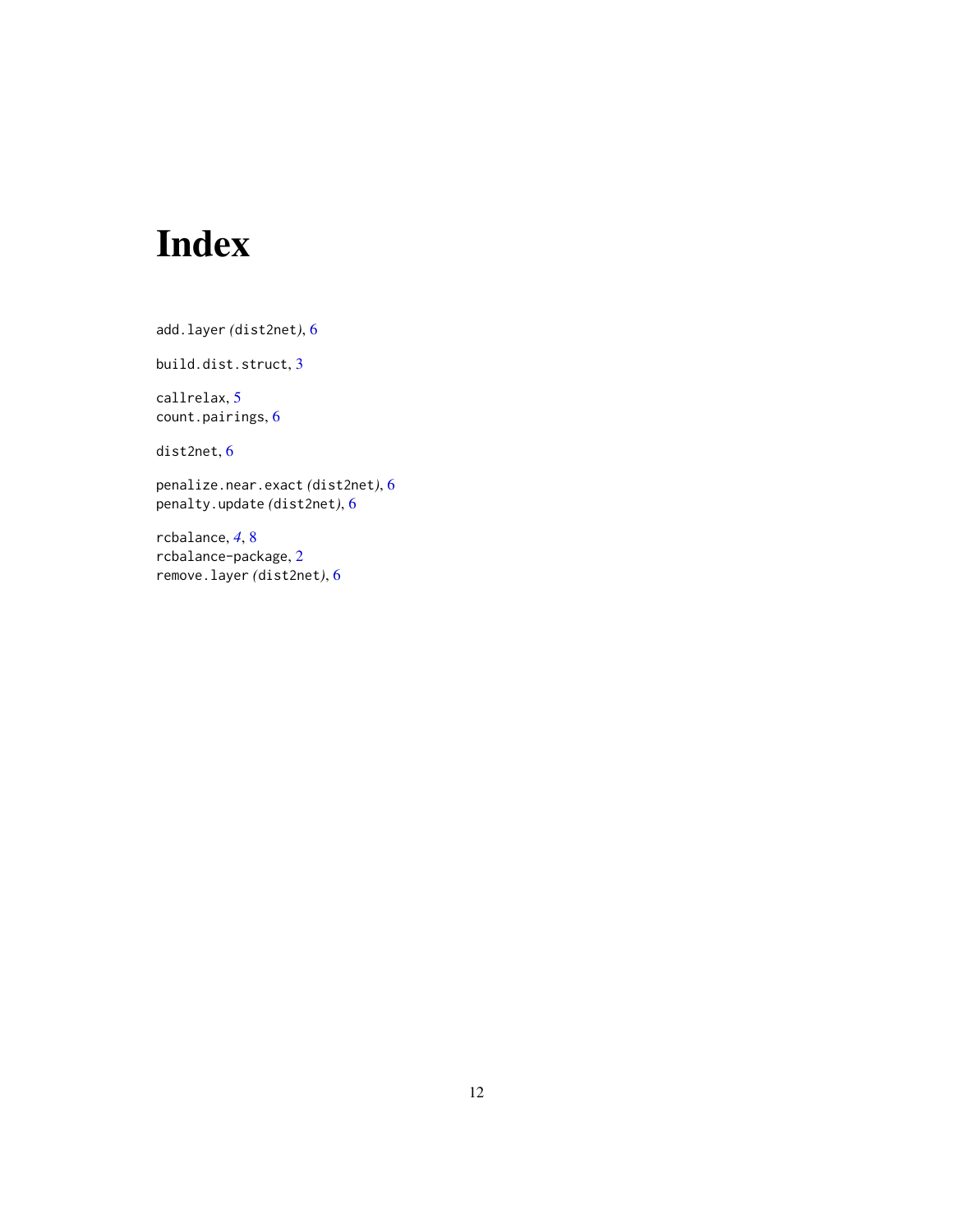# Index

add.layer *(*dist2net*)*, 6

build.dist.struct, 3

callrelax, 5
count.pairings, 6

dist2net, 6

penalize.near.exact *(*dist2net*)*, 6
penalty.update *(*dist2net*)*, 6

rcbalance, *4*, 8
rcbalance-package, 2
remove.layer *(*dist2net*)*, 6